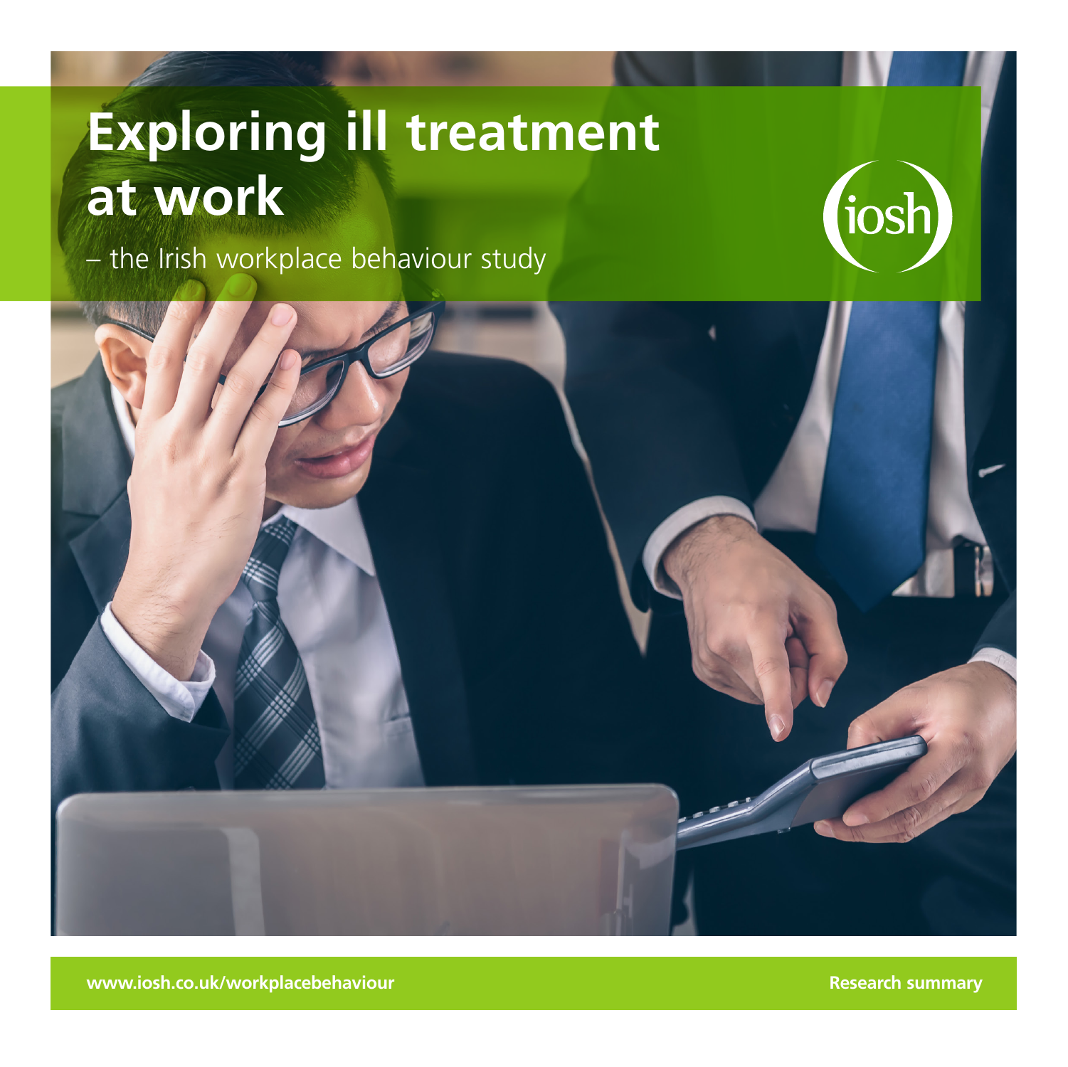# Exploring ill treatment at work

– the Irish workplace behaviour study

iosh

www.iosh.co.uk/workplacebehaviour

Research summary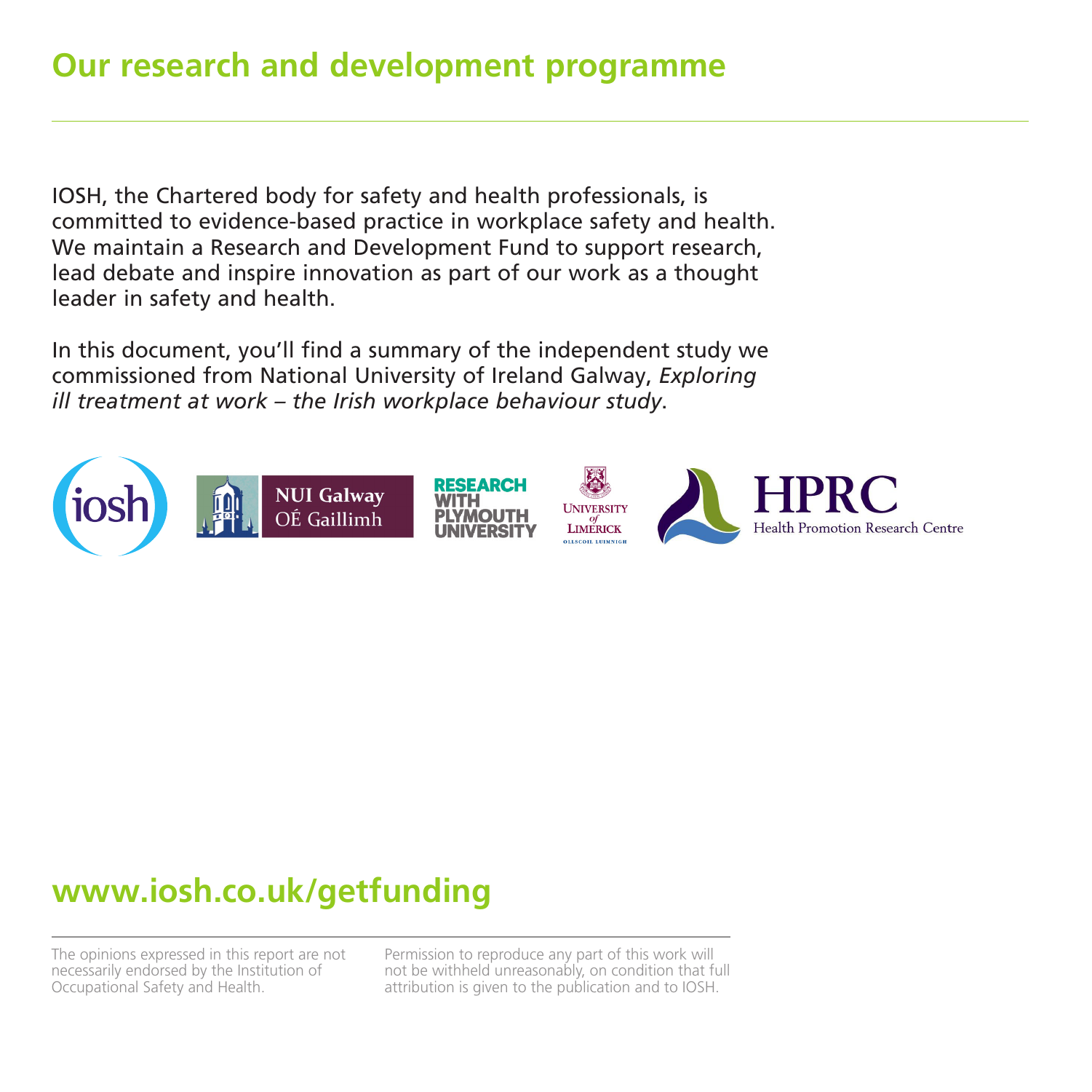# Our research and development programme

IOSH, the Chartered body for safety and health professionals, is committed to evidence-based practice in workplace safety and health. We maintain a Research and Development Fund to support research, lead debate and inspire innovation as part of our work as a thought leader in safety and health.

In this document, you'll find a summary of the independent study we commissioned from National University of Ireland Galway, *Exploring ill treatment at work – the Irish workplace behaviour study*.

## www.iosh.co.uk/getfunding

The opinions expressed in this report are not necessarily endorsed by the Institution of Occupational Safety and Health.

Permission to reproduce any part of this work will not be withheld unreasonably, on condition that full attribution is given to the publication and to IOSH.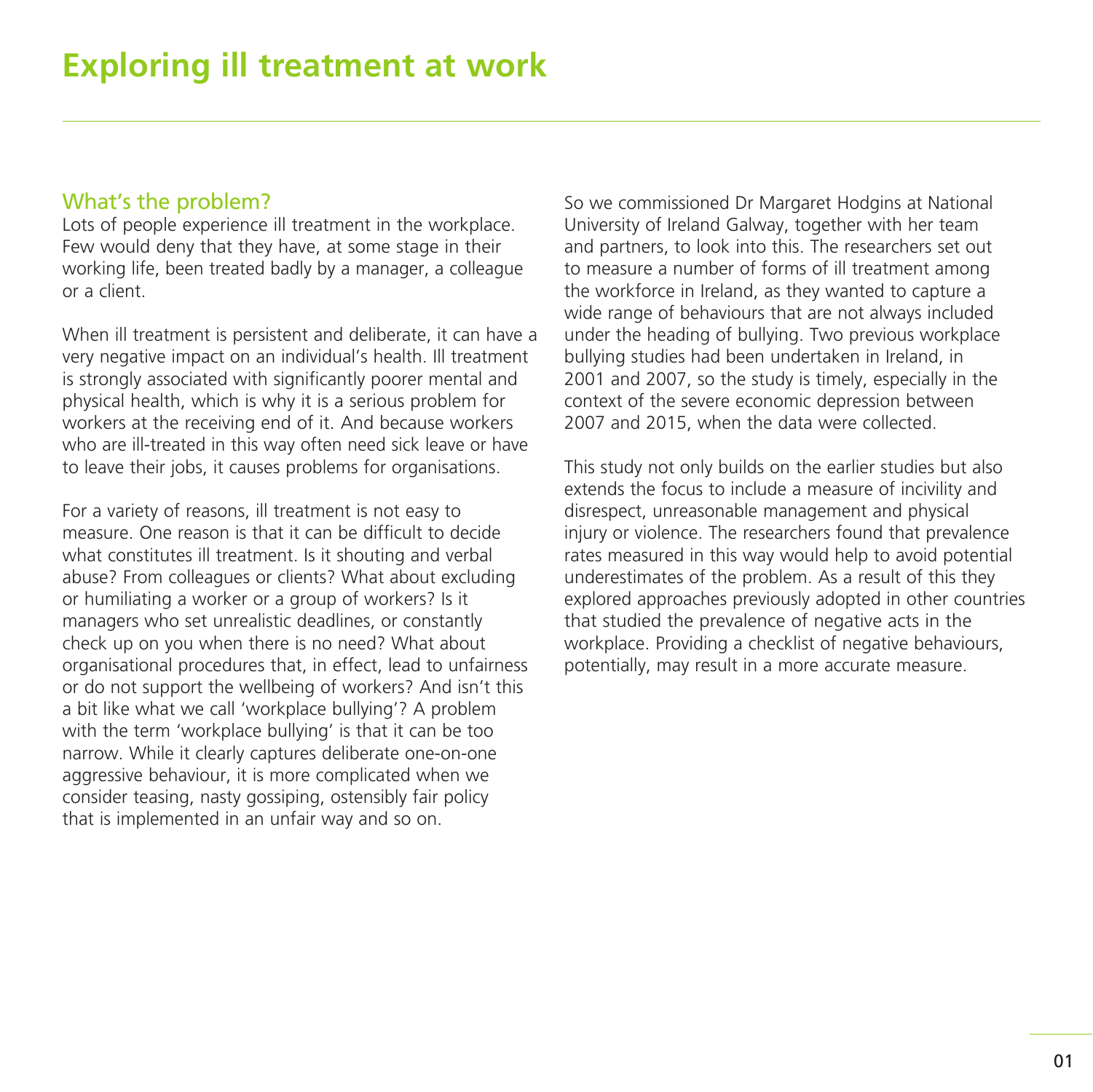# Exploring ill treatment at work

## What's the problem?

Lots of people experience ill treatment in the workplace. Few would deny that they have, at some stage in their working life, been treated badly by a manager, a colleague or a client.

When ill treatment is persistent and deliberate, it can have a very negative impact on an individual's health. Ill treatment is strongly associated with significantly poorer mental and physical health, which is why it is a serious problem for workers at the receiving end of it. And because workers who are ill-treated in this way often need sick leave or have to leave their jobs, it causes problems for organisations.

For a variety of reasons, ill treatment is not easy to measure. One reason is that it can be difficult to decide what constitutes ill treatment. Is it shouting and verbal abuse? From colleagues or clients? What about excluding or humiliating a worker or a group of workers? Is it managers who set unrealistic deadlines, or constantly check up on you when there is no need? What about organisational procedures that, in effect, lead to unfairness or do not support the wellbeing of workers? And isn't this a bit like what we call 'workplace bullying'? A problem with the term 'workplace bullying' is that it can be too narrow. While it clearly captures deliberate one-on-one aggressive behaviour, it is more complicated when we consider teasing, nasty gossiping, ostensibly fair policy that is implemented in an unfair way and so on.

So we commissioned Dr Margaret Hodgins at National University of Ireland Galway, together with her team and partners, to look into this. The researchers set out to measure a number of forms of ill treatment among the workforce in Ireland, as they wanted to capture a wide range of behaviours that are not always included under the heading of bullying. Two previous workplace bullying studies had been undertaken in Ireland, in 2001 and 2007, so the study is timely, especially in the context of the severe economic depression between 2007 and 2015, when the data were collected.

This study not only builds on the earlier studies but also extends the focus to include a measure of incivility and disrespect, unreasonable management and physical injury or violence. The researchers found that prevalence rates measured in this way would help to avoid potential underestimates of the problem. As a result of this they explored approaches previously adopted in other countries that studied the prevalence of negative acts in the workplace. Providing a checklist of negative behaviours, potentially, may result in a more accurate measure.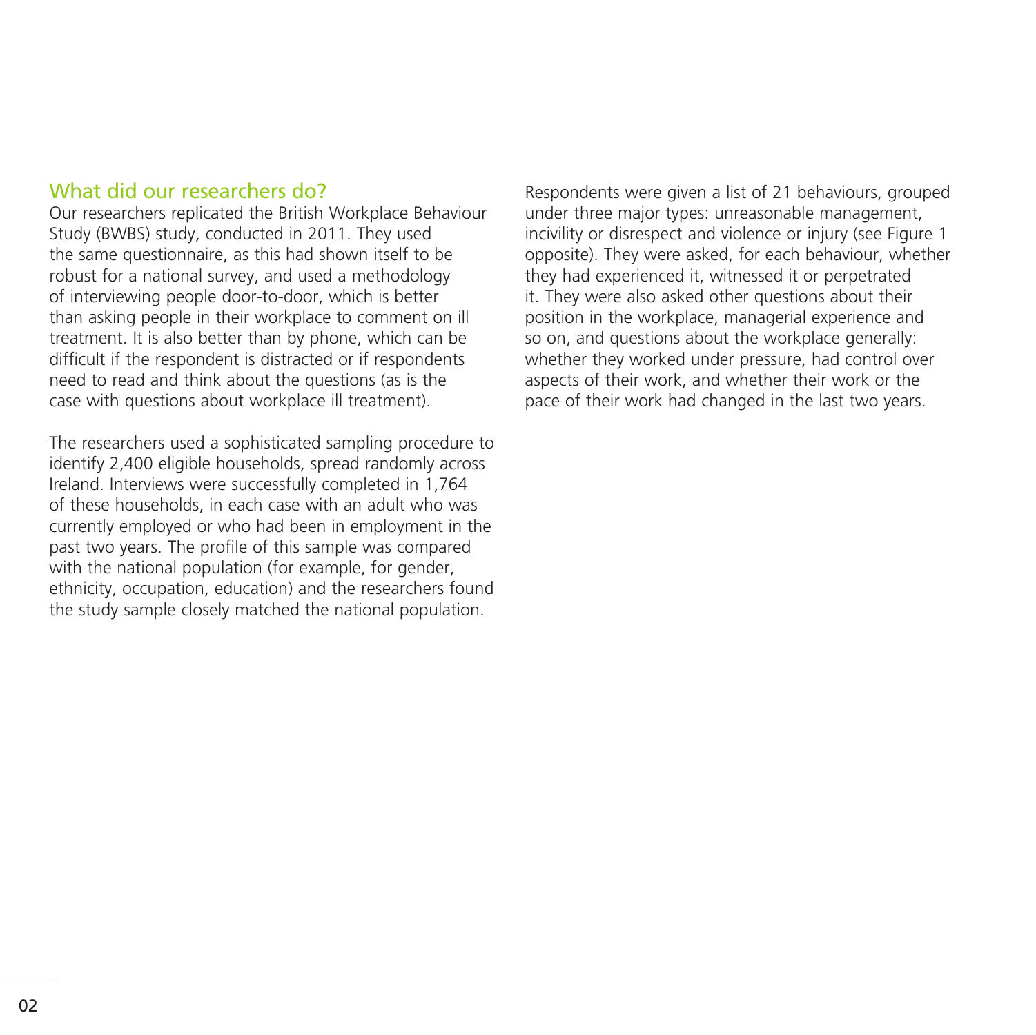## What did our researchers do?

Our researchers replicated the British Workplace Behaviour Study (BWBS) study, conducted in 2011. They used the same questionnaire, as this had shown itself to be robust for a national survey, and used a methodology of interviewing people door-to-door, which is better than asking people in their workplace to comment on ill treatment. It is also better than by phone, which can be difficult if the respondent is distracted or if respondents need to read and think about the questions (as is the case with questions about workplace ill treatment).

The researchers used a sophisticated sampling procedure to identify 2,400 eligible households, spread randomly across Ireland. Interviews were successfully completed in 1,764 of these households, in each case with an adult who was currently employed or who had been in employment in the past two years. The profile of this sample was compared with the national population (for example, for gender, ethnicity, occupation, education) and the researchers found the study sample closely matched the national population.

Respondents were given a list of 21 behaviours, grouped under three major types: unreasonable management, incivility or disrespect and violence or injury (see Figure 1 opposite). They were asked, for each behaviour, whether they had experienced it, witnessed it or perpetrated it. They were also asked other questions about their position in the workplace, managerial experience and so on, and questions about the workplace generally: whether they worked under pressure, had control over aspects of their work, and whether their work or the pace of their work had changed in the last two years.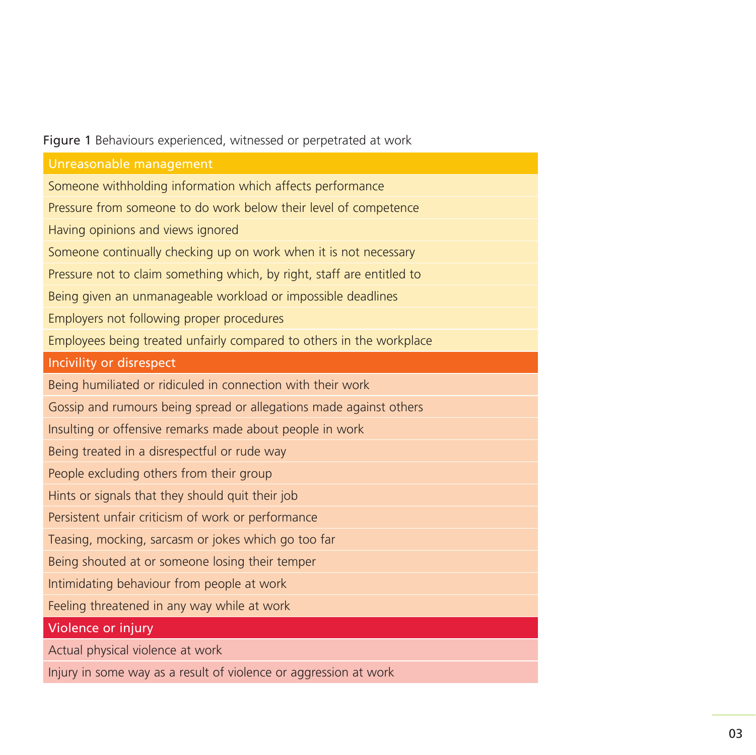**Figure 1** Behaviours experienced, witnessed or perpetrated at work

| Unreasonable management |
|---|
| Someone withholding information which affects performance |
| Pressure from someone to do work below their level of competence |
| Having opinions and views ignored |
| Someone continually checking up on work when it is not necessary |
| Pressure not to claim something which, by right, staff are entitled to |
| Being given an unmanageable workload or impossible deadlines |
| Employers not following proper procedures |
| Employees being treated unfairly compared to others in the workplace |
| **Incivility or disrespect** |
| Being humiliated or ridiculed in connection with their work |
| Gossip and rumours being spread or allegations made against others |
| Insulting or offensive remarks made about people in work |
| Being treated in a disrespectful or rude way |
| People excluding others from their group |
| Hints or signals that they should quit their job |
| Persistent unfair criticism of work or performance |
| Teasing, mocking, sarcasm or jokes which go too far |
| Being shouted at or someone losing their temper |
| Intimidating behaviour from people at work |
| Feeling threatened in any way while at work |
| **Violence or injury** |
| Actual physical violence at work |
| Injury in some way as a result of violence or aggression at work |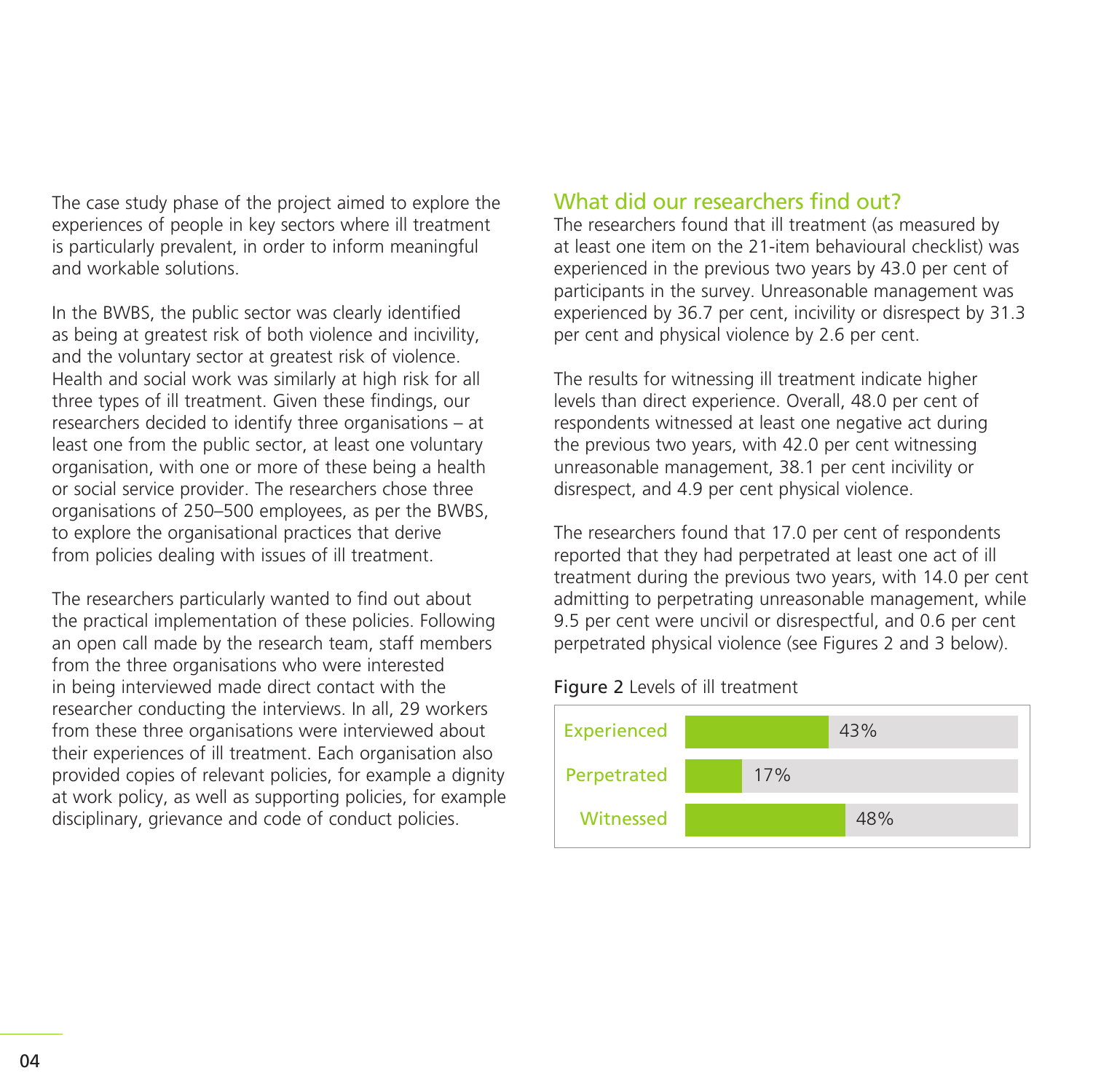The case study phase of the project aimed to explore the experiences of people in key sectors where ill treatment is particularly prevalent, in order to inform meaningful and workable solutions.

In the BWBS, the public sector was clearly identified as being at greatest risk of both violence and incivility, and the voluntary sector at greatest risk of violence. Health and social work was similarly at high risk for all three types of ill treatment. Given these findings, our researchers decided to identify three organisations – at least one from the public sector, at least one voluntary organisation, with one or more of these being a health or social service provider. The researchers chose three organisations of 250–500 employees, as per the BWBS, to explore the organisational practices that derive from policies dealing with issues of ill treatment.

The researchers particularly wanted to find out about the practical implementation of these policies. Following an open call made by the research team, staff members from the three organisations who were interested in being interviewed made direct contact with the researcher conducting the interviews. In all, 29 workers from these three organisations were interviewed about their experiences of ill treatment. Each organisation also provided copies of relevant policies, for example a dignity at work policy, as well as supporting policies, for example disciplinary, grievance and code of conduct policies.

## What did our researchers find out?

The researchers found that ill treatment (as measured by at least one item on the 21-item behavioural checklist) was experienced in the previous two years by 43.0 per cent of participants in the survey. Unreasonable management was experienced by 36.7 per cent, incivility or disrespect by 31.3 per cent and physical violence by 2.6 per cent.

The results for witnessing ill treatment indicate higher levels than direct experience. Overall, 48.0 per cent of respondents witnessed at least one negative act during the previous two years, with 42.0 per cent witnessing unreasonable management, 38.1 per cent incivility or disrespect, and 4.9 per cent physical violence.

The researchers found that 17.0 per cent of respondents reported that they had perpetrated at least one act of ill treatment during the previous two years, with 14.0 per cent admitting to perpetrating unreasonable management, while 9.5 per cent were uncivil or disrespectful, and 0.6 per cent perpetrated physical violence (see Figures 2 and 3 below).

**Figure 2** Levels of ill treatment

| | |
|---|---|
| Experienced | 43% |
| Perpetrated | 17% |
| Witnessed | 48% |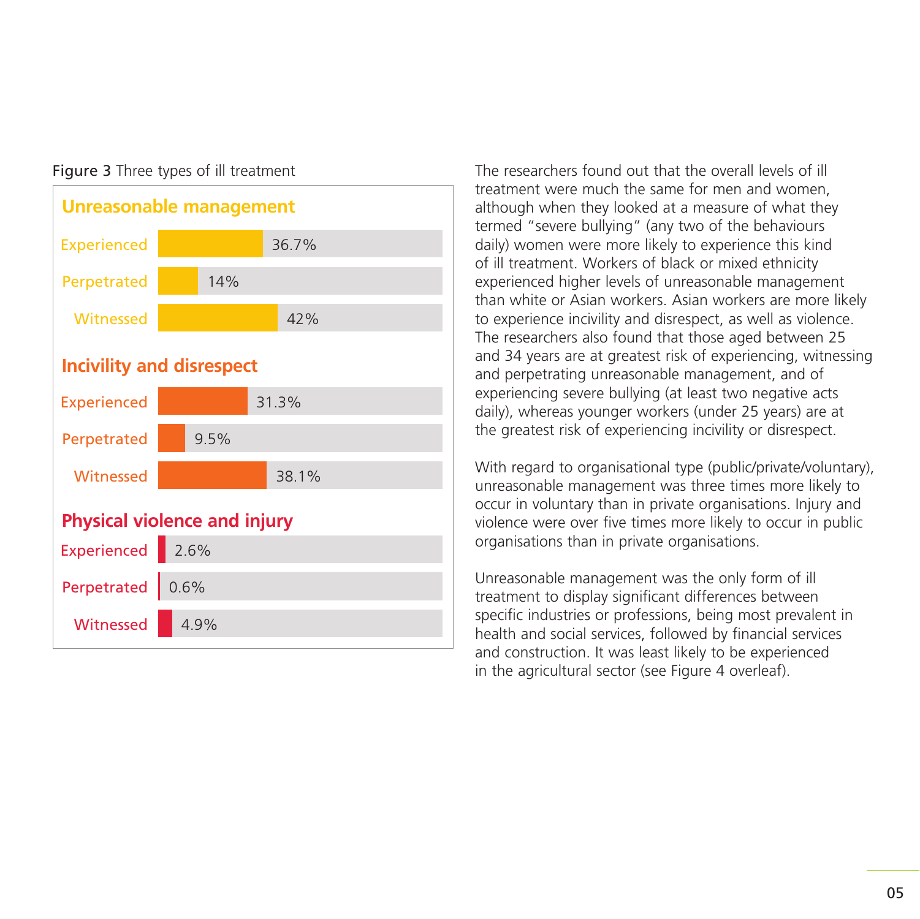**Figure 3** Three types of ill treatment

### Unreasonable management

| | |
|---|---|
| Experienced | 36.7% |
| Perpetrated | 14% |
| Witnessed | 42% |

### Incivility and disrespect

| | |
|---|---|
| Experienced | 31.3% |
| Perpetrated | 9.5% |
| Witnessed | 38.1% |

### Physical violence and injury

| | |
|---|---|
| Experienced | 2.6% |
| Perpetrated | 0.6% |
| Witnessed | 4.9% |

The researchers found out that the overall levels of ill treatment were much the same for men and women, although when they looked at a measure of what they termed "severe bullying" (any two of the behaviours daily) women were more likely to experience this kind of ill treatment. Workers of black or mixed ethnicity experienced higher levels of unreasonable management than white or Asian workers. Asian workers are more likely to experience incivility and disrespect, as well as violence. The researchers also found that those aged between 25 and 34 years are at greatest risk of experiencing, witnessing and perpetrating unreasonable management, and of experiencing severe bullying (at least two negative acts daily), whereas younger workers (under 25 years) are at the greatest risk of experiencing incivility or disrespect.

With regard to organisational type (public/private/voluntary), unreasonable management was three times more likely to occur in voluntary than in private organisations. Injury and violence were over five times more likely to occur in public organisations than in private organisations.

Unreasonable management was the only form of ill treatment to display significant differences between specific industries or professions, being most prevalent in health and social services, followed by financial services and construction. It was least likely to be experienced in the agricultural sector (see Figure 4 overleaf).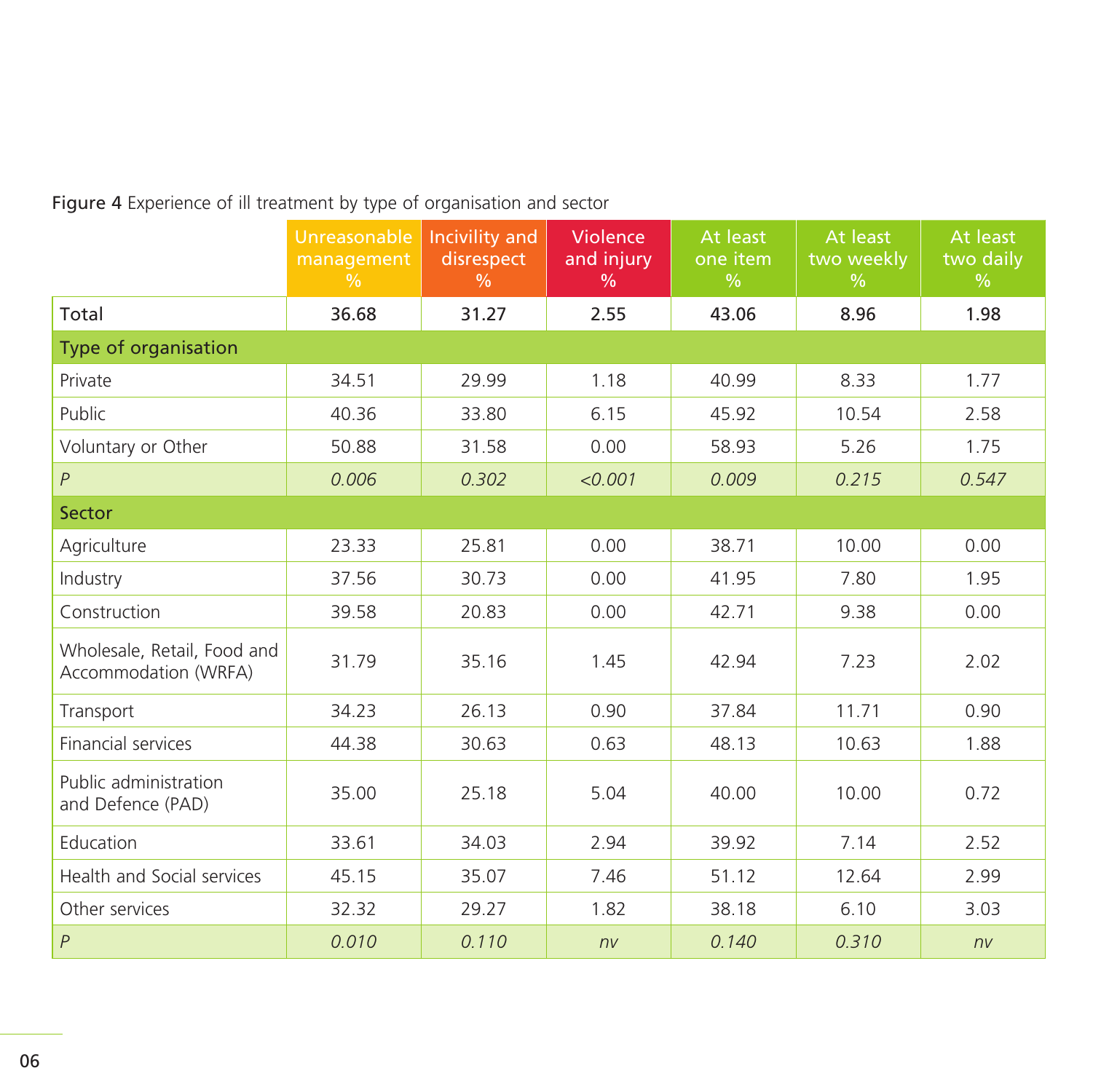**Figure 4** Experience of ill treatment by type of organisation and sector

| | Unreasonable management % | Incivility and disrespect % | Violence and injury % | At least one item % | At least two weekly % | At least two daily % |
|---|---|---|---|---|---|---|
| **Total** | **36.68** | **31.27** | **2.55** | **43.06** | **8.96** | **1.98** |
| **Type of organisation** | | | | | | |
| Private | 34.51 | 29.99 | 1.18 | 40.99 | 8.33 | 1.77 |
| Public | 40.36 | 33.80 | 6.15 | 45.92 | 10.54 | 2.58 |
| Voluntary or Other | 50.88 | 31.58 | 0.00 | 58.93 | 5.26 | 1.75 |
| *P* | *0.006* | *0.302* | *<0.001* | *0.009* | *0.215* | *0.547* |
| **Sector** | | | | | | |
| Agriculture | 23.33 | 25.81 | 0.00 | 38.71 | 10.00 | 0.00 |
| Industry | 37.56 | 30.73 | 0.00 | 41.95 | 7.80 | 1.95 |
| Construction | 39.58 | 20.83 | 0.00 | 42.71 | 9.38 | 0.00 |
| Wholesale, Retail, Food and Accommodation (WRFA) | 31.79 | 35.16 | 1.45 | 42.94 | 7.23 | 2.02 |
| Transport | 34.23 | 26.13 | 0.90 | 37.84 | 11.71 | 0.90 |
| Financial services | 44.38 | 30.63 | 0.63 | 48.13 | 10.63 | 1.88 |
| Public administration and Defence (PAD) | 35.00 | 25.18 | 5.04 | 40.00 | 10.00 | 0.72 |
| Education | 33.61 | 34.03 | 2.94 | 39.92 | 7.14 | 2.52 |
| Health and Social services | 45.15 | 35.07 | 7.46 | 51.12 | 12.64 | 2.99 |
| Other services | 32.32 | 29.27 | 1.82 | 38.18 | 6.10 | 3.03 |
| *P* | *0.010* | *0.110* | *nv* | *0.140* | *0.310* | *nv* |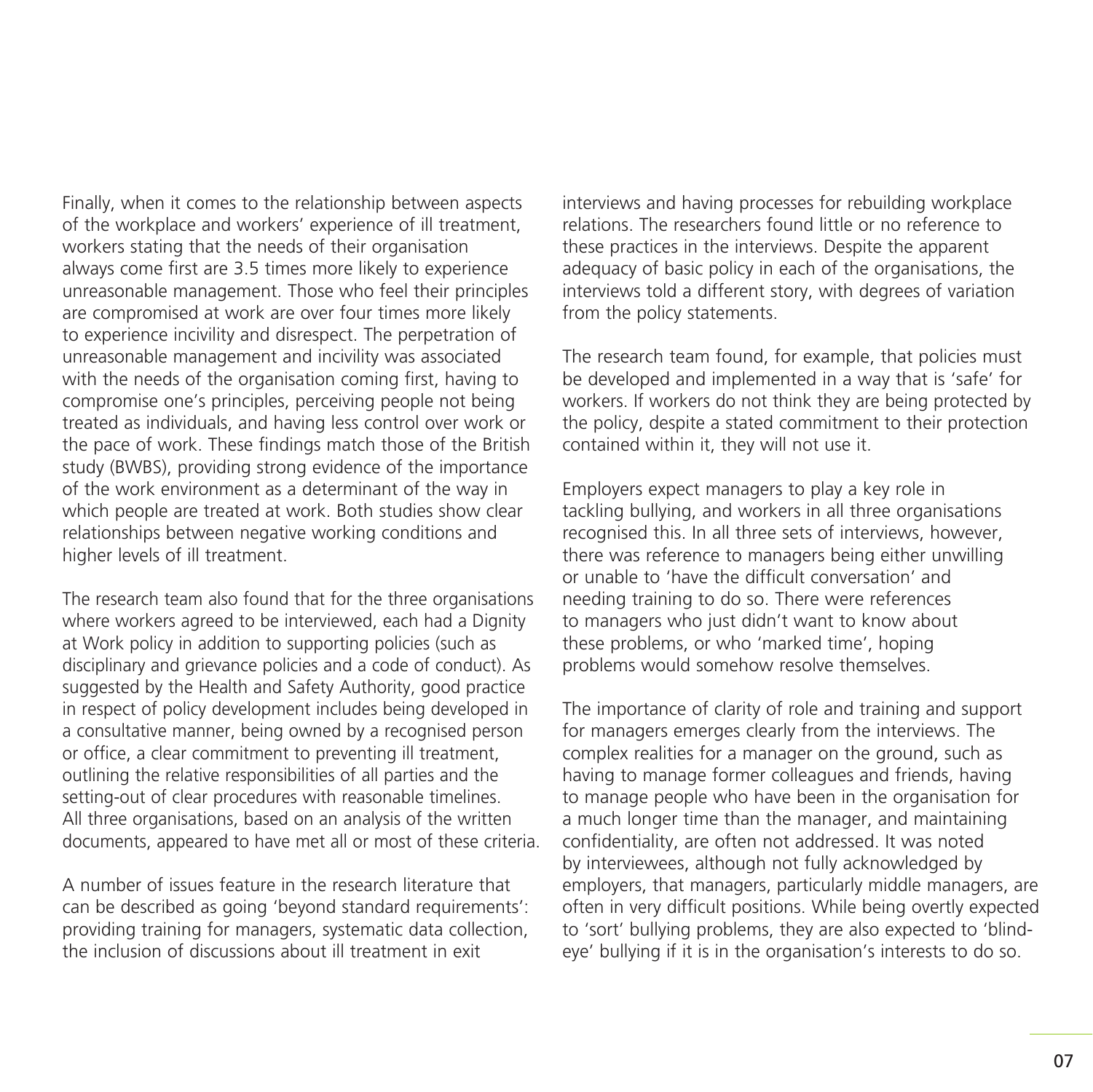Finally, when it comes to the relationship between aspects of the workplace and workers' experience of ill treatment, workers stating that the needs of their organisation always come first are 3.5 times more likely to experience unreasonable management. Those who feel their principles are compromised at work are over four times more likely to experience incivility and disrespect. The perpetration of unreasonable management and incivility was associated with the needs of the organisation coming first, having to compromise one's principles, perceiving people not being treated as individuals, and having less control over work or the pace of work. These findings match those of the British study (BWBS), providing strong evidence of the importance of the work environment as a determinant of the way in which people are treated at work. Both studies show clear relationships between negative working conditions and higher levels of ill treatment.

The research team also found that for the three organisations where workers agreed to be interviewed, each had a Dignity at Work policy in addition to supporting policies (such as disciplinary and grievance policies and a code of conduct). As suggested by the Health and Safety Authority, good practice in respect of policy development includes being developed in a consultative manner, being owned by a recognised person or office, a clear commitment to preventing ill treatment, outlining the relative responsibilities of all parties and the setting-out of clear procedures with reasonable timelines. All three organisations, based on an analysis of the written documents, appeared to have met all or most of these criteria.

A number of issues feature in the research literature that can be described as going 'beyond standard requirements': providing training for managers, systematic data collection, the inclusion of discussions about ill treatment in exit interviews and having processes for rebuilding workplace relations. The researchers found little or no reference to these practices in the interviews. Despite the apparent adequacy of basic policy in each of the organisations, the interviews told a different story, with degrees of variation from the policy statements.

The research team found, for example, that policies must be developed and implemented in a way that is 'safe' for workers. If workers do not think they are being protected by the policy, despite a stated commitment to their protection contained within it, they will not use it.

Employers expect managers to play a key role in tackling bullying, and workers in all three organisations recognised this. In all three sets of interviews, however, there was reference to managers being either unwilling or unable to 'have the difficult conversation' and needing training to do so. There were references to managers who just didn't want to know about these problems, or who 'marked time', hoping problems would somehow resolve themselves.

The importance of clarity of role and training and support for managers emerges clearly from the interviews. The complex realities for a manager on the ground, such as having to manage former colleagues and friends, having to manage people who have been in the organisation for a much longer time than the manager, and maintaining confidentiality, are often not addressed. It was noted by interviewees, although not fully acknowledged by employers, that managers, particularly middle managers, are often in very difficult positions. While being overtly expected to 'sort' bullying problems, they are also expected to 'blind-eye' bullying if it is in the organisation's interests to do so.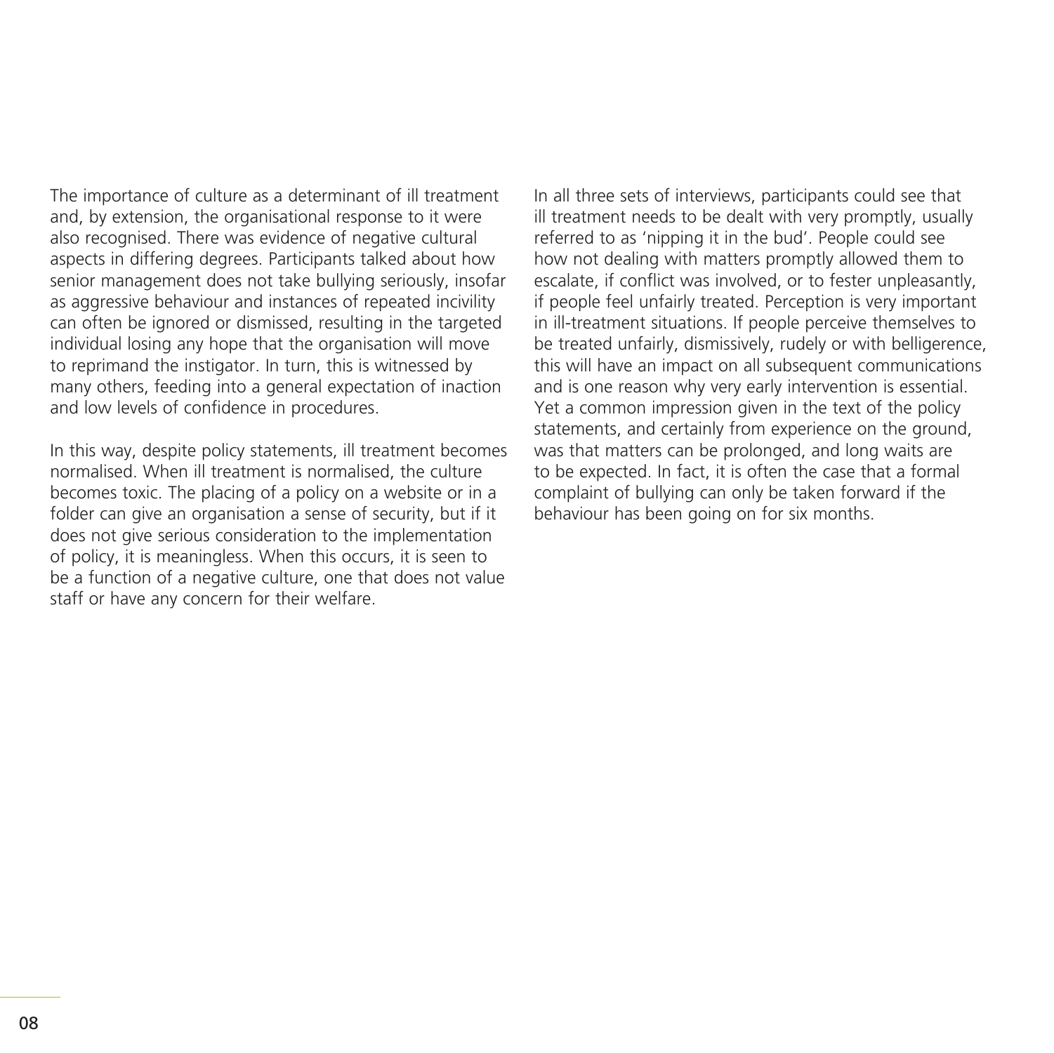The importance of culture as a determinant of ill treatment and, by extension, the organisational response to it were also recognised. There was evidence of negative cultural aspects in differing degrees. Participants talked about how senior management does not take bullying seriously, insofar as aggressive behaviour and instances of repeated incivility can often be ignored or dismissed, resulting in the targeted individual losing any hope that the organisation will move to reprimand the instigator. In turn, this is witnessed by many others, feeding into a general expectation of inaction and low levels of confidence in procedures.

In this way, despite policy statements, ill treatment becomes normalised. When ill treatment is normalised, the culture becomes toxic. The placing of a policy on a website or in a folder can give an organisation a sense of security, but if it does not give serious consideration to the implementation of policy, it is meaningless. When this occurs, it is seen to be a function of a negative culture, one that does not value staff or have any concern for their welfare.

In all three sets of interviews, participants could see that ill treatment needs to be dealt with very promptly, usually referred to as 'nipping it in the bud'. People could see how not dealing with matters promptly allowed them to escalate, if conflict was involved, or to fester unpleasantly, if people feel unfairly treated. Perception is very important in ill-treatment situations. If people perceive themselves to be treated unfairly, dismissively, rudely or with belligerence, this will have an impact on all subsequent communications and is one reason why very early intervention is essential. Yet a common impression given in the text of the policy statements, and certainly from experience on the ground, was that matters can be prolonged, and long waits are to be expected. In fact, it is often the case that a formal complaint of bullying can only be taken forward if the behaviour has been going on for six months.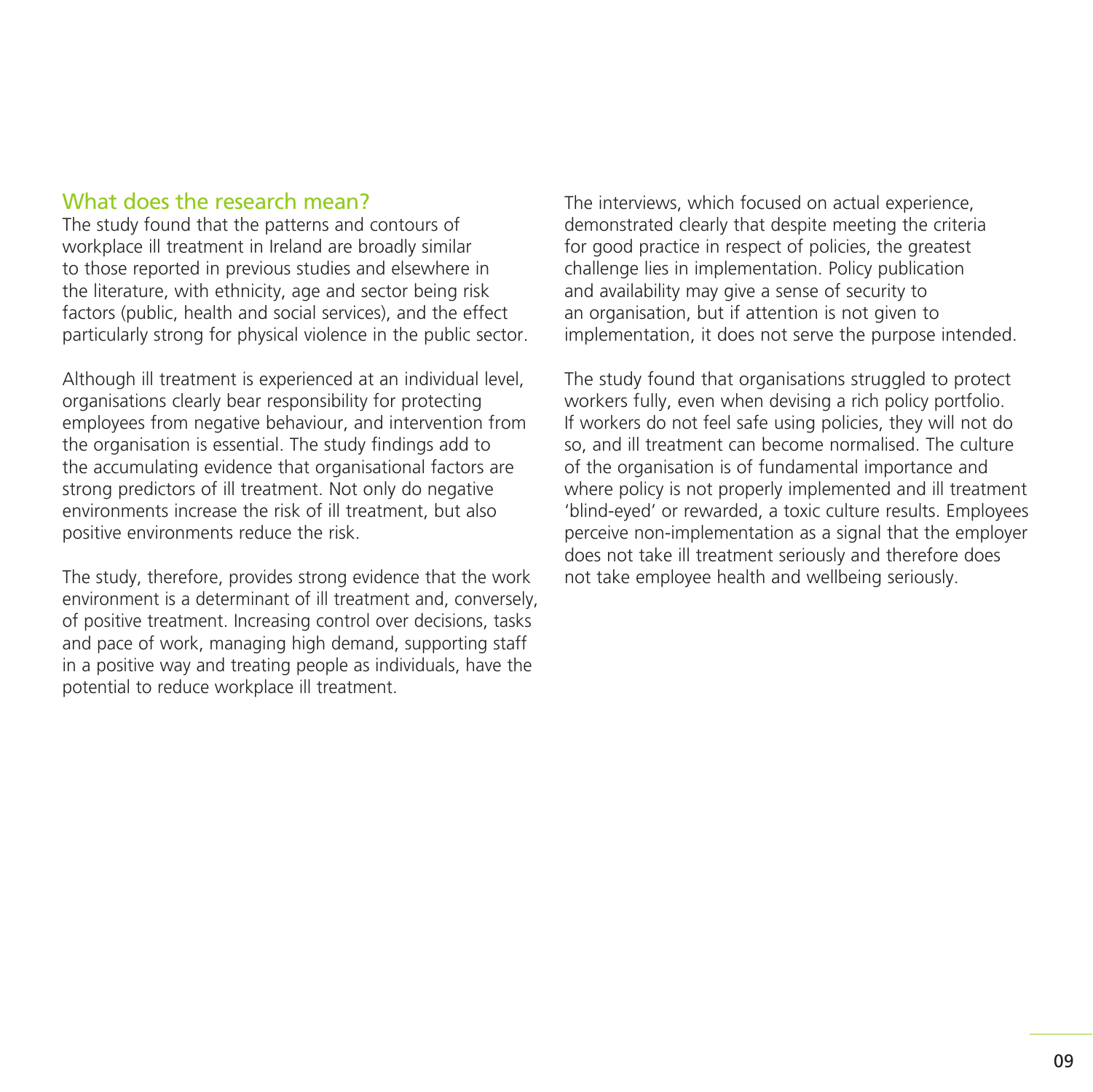## What does the research mean?

The study found that the patterns and contours of workplace ill treatment in Ireland are broadly similar to those reported in previous studies and elsewhere in the literature, with ethnicity, age and sector being risk factors (public, health and social services), and the effect particularly strong for physical violence in the public sector.

Although ill treatment is experienced at an individual level, organisations clearly bear responsibility for protecting employees from negative behaviour, and intervention from the organisation is essential. The study findings add to the accumulating evidence that organisational factors are strong predictors of ill treatment. Not only do negative environments increase the risk of ill treatment, but also positive environments reduce the risk.

The study, therefore, provides strong evidence that the work environment is a determinant of ill treatment and, conversely, of positive treatment. Increasing control over decisions, tasks and pace of work, managing high demand, supporting staff in a positive way and treating people as individuals, have the potential to reduce workplace ill treatment.

The interviews, which focused on actual experience, demonstrated clearly that despite meeting the criteria for good practice in respect of policies, the greatest challenge lies in implementation. Policy publication and availability may give a sense of security to an organisation, but if attention is not given to implementation, it does not serve the purpose intended.

The study found that organisations struggled to protect workers fully, even when devising a rich policy portfolio. If workers do not feel safe using policies, they will not do so, and ill treatment can become normalised. The culture of the organisation is of fundamental importance and where policy is not properly implemented and ill treatment 'blind-eyed' or rewarded, a toxic culture results. Employees perceive non-implementation as a signal that the employer does not take ill treatment seriously and therefore does not take employee health and wellbeing seriously.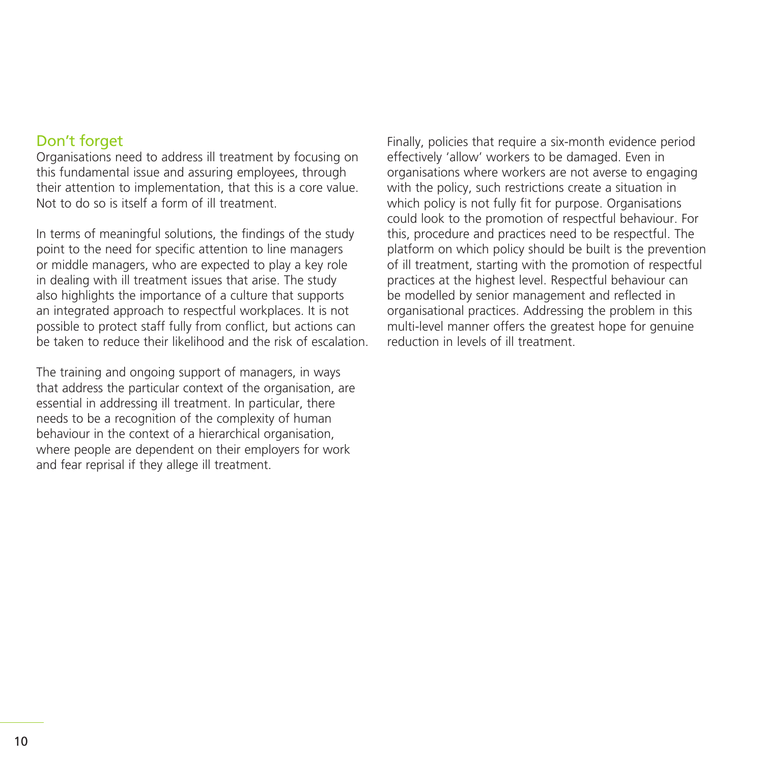## Don't forget

Organisations need to address ill treatment by focusing on this fundamental issue and assuring employees, through their attention to implementation, that this is a core value. Not to do so is itself a form of ill treatment.

In terms of meaningful solutions, the findings of the study point to the need for specific attention to line managers or middle managers, who are expected to play a key role in dealing with ill treatment issues that arise. The study also highlights the importance of a culture that supports an integrated approach to respectful workplaces. It is not possible to protect staff fully from conflict, but actions can be taken to reduce their likelihood and the risk of escalation.

The training and ongoing support of managers, in ways that address the particular context of the organisation, are essential in addressing ill treatment. In particular, there needs to be a recognition of the complexity of human behaviour in the context of a hierarchical organisation, where people are dependent on their employers for work and fear reprisal if they allege ill treatment.

Finally, policies that require a six-month evidence period effectively 'allow' workers to be damaged. Even in organisations where workers are not averse to engaging with the policy, such restrictions create a situation in which policy is not fully fit for purpose. Organisations could look to the promotion of respectful behaviour. For this, procedure and practices need to be respectful. The platform on which policy should be built is the prevention of ill treatment, starting with the promotion of respectful practices at the highest level. Respectful behaviour can be modelled by senior management and reflected in organisational practices. Addressing the problem in this multi-level manner offers the greatest hope for genuine reduction in levels of ill treatment.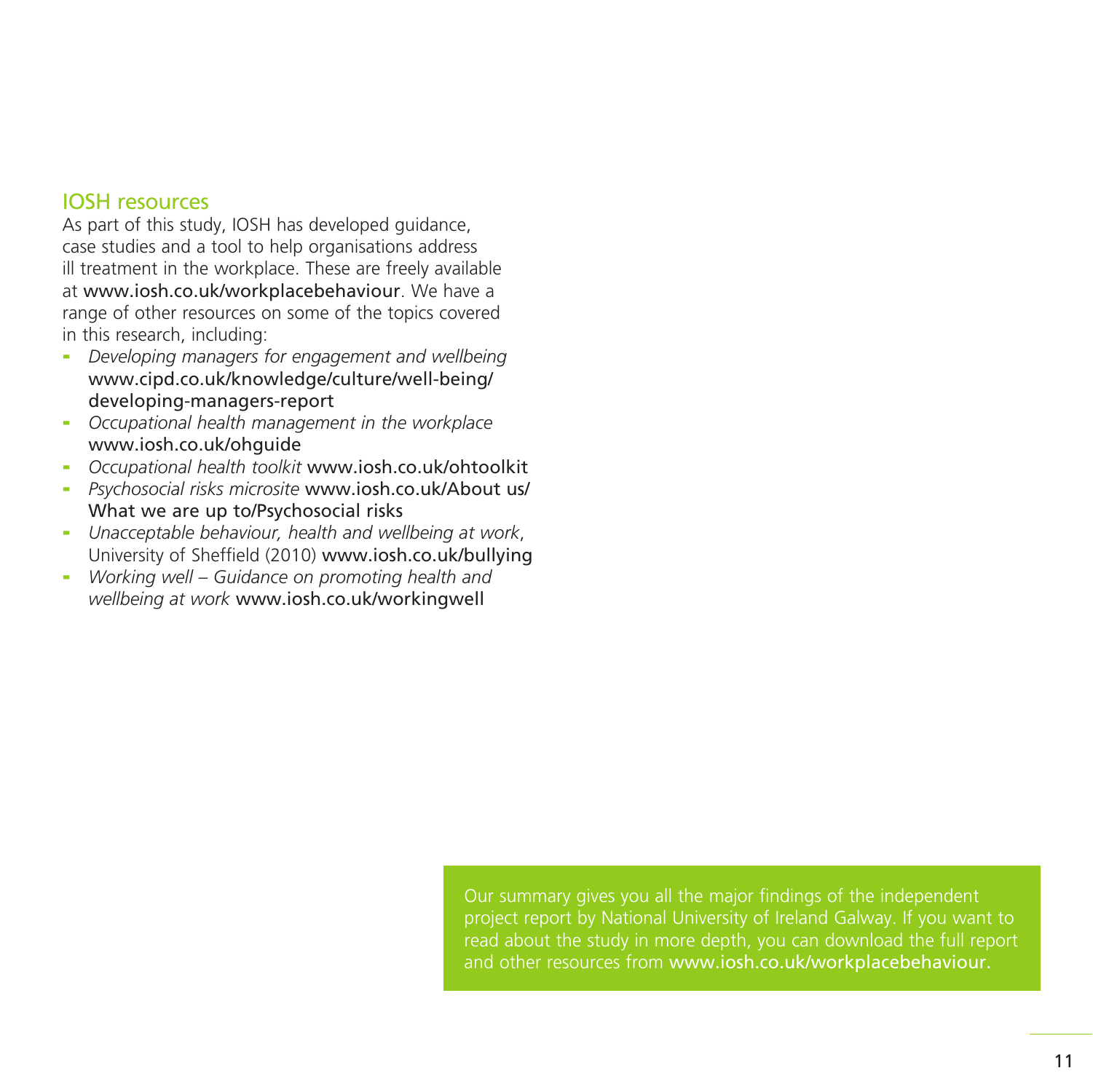## IOSH resources

As part of this study, IOSH has developed guidance, case studies and a tool to help organisations address ill treatment in the workplace. These are freely available at www.iosh.co.uk/workplacebehaviour. We have a range of other resources on some of the topics covered in this research, including:

- *Developing managers for engagement and wellbeing* www.cipd.co.uk/knowledge/culture/well-being/developing-managers-report
- *Occupational health management in the workplace* www.iosh.co.uk/ohguide
- *Occupational health toolkit* www.iosh.co.uk/ohtoolkit
- *Psychosocial risks microsite* www.iosh.co.uk/About us/What we are up to/Psychosocial risks
- *Unacceptable behaviour, health and wellbeing at work*, University of Sheffield (2010) www.iosh.co.uk/bullying
- *Working well – Guidance on promoting health and wellbeing at work* www.iosh.co.uk/workingwell

Our summary gives you all the major findings of the independent project report by National University of Ireland Galway. If you want to read about the study in more depth, you can download the full report and other resources from www.iosh.co.uk/workplacebehaviour.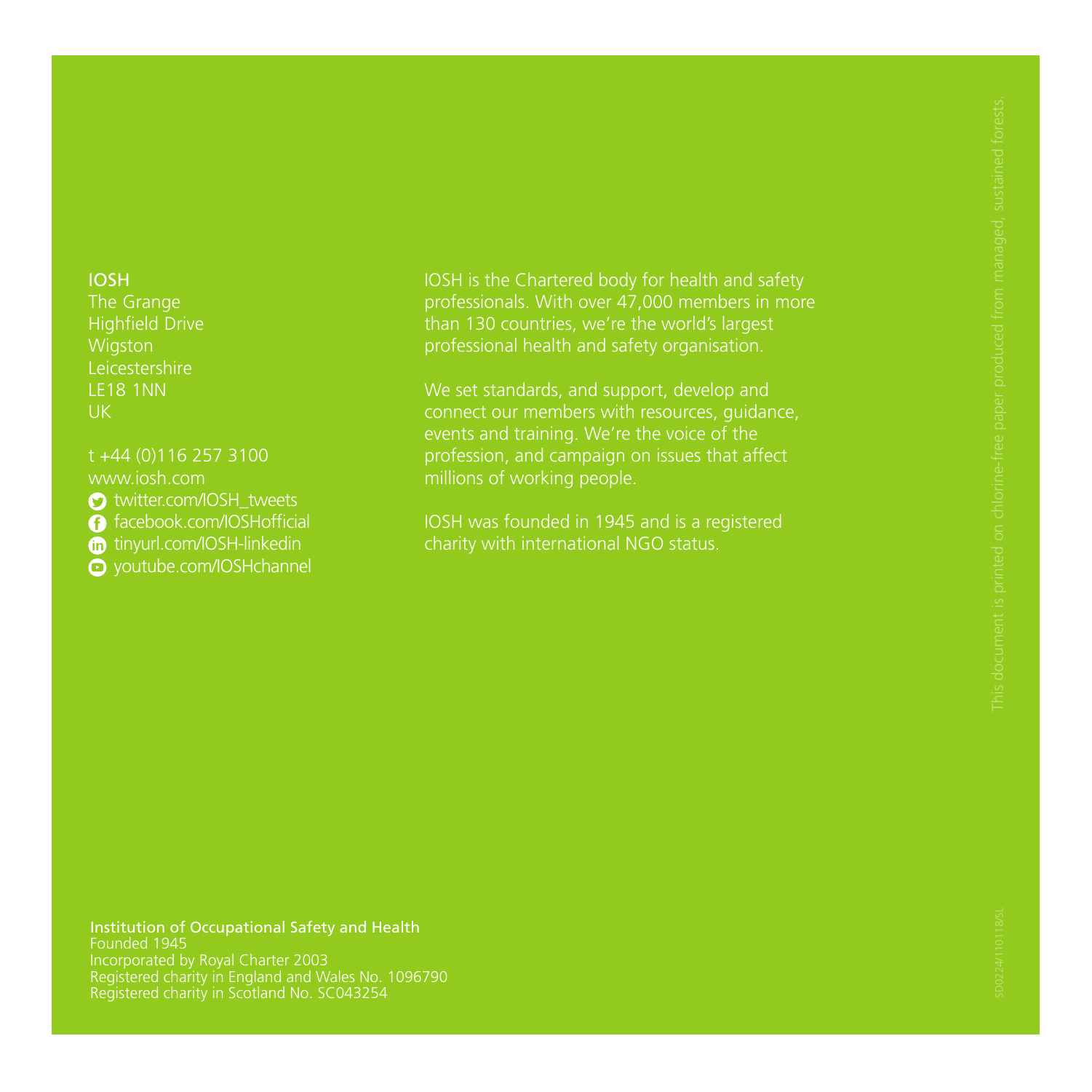**IOSH**
The Grange
Highfield Drive
Wigston
Leicestershire
LE18 1NN
UK

t +44 (0)116 257 3100
www.iosh.com
twitter.com/IOSH_tweets
facebook.com/IOSHofficial
tinyurl.com/IOSH-linkedin
youtube.com/IOSHchannel

IOSH is the Chartered body for health and safety professionals. With over 47,000 members in more than 130 countries, we're the world's largest professional health and safety organisation.

We set standards, and support, develop and connect our members with resources, guidance, events and training. We're the voice of the profession, and campaign on issues that affect millions of working people.

IOSH was founded in 1945 and is a registered charity with international NGO status.

This document is printed on chlorine-free paper produced from managed, sustained forests.

**Institution of Occupational Safety and Health**
Founded 1945
Incorporated by Royal Charter 2003
Registered charity in England and Wales No. 1096790
Registered charity in Scotland No. SC043254

SD0224/110118/SL